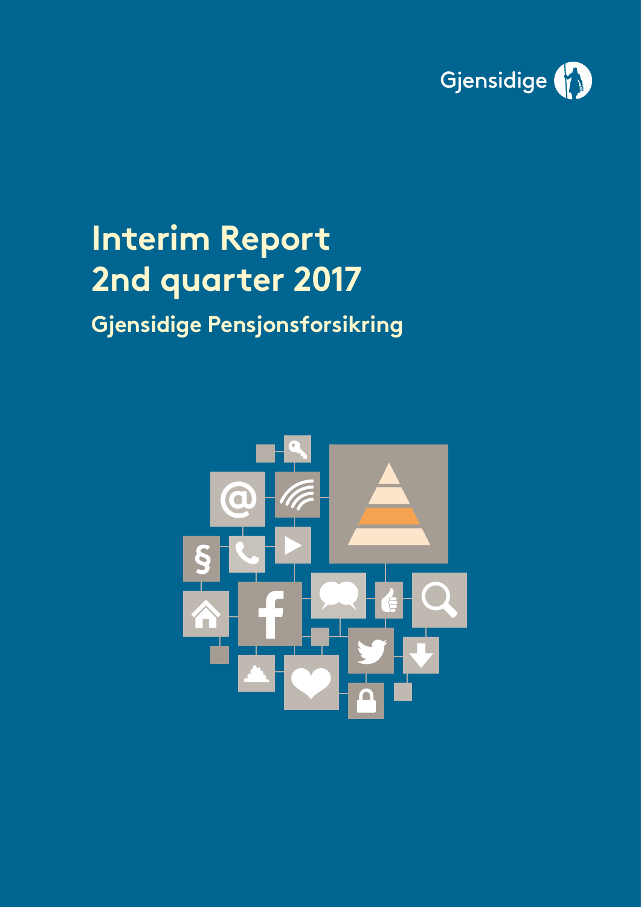Gjensidige

# Interim Report
# 2nd quarter 2017

## Gjensidige Pensjonsforsikring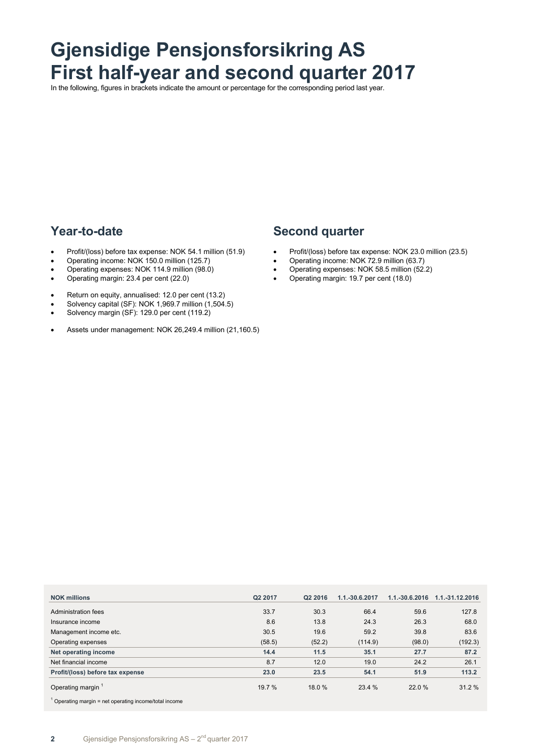# Gjensidige Pensjonsforsikring AS
# First half-year and second quarter 2017

In the following, figures in brackets indicate the amount or percentage for the corresponding period last year.

## Year-to-date

- Profit/(loss) before tax expense: NOK 54.1 million (51.9)
- Operating income: NOK 150.0 million (125.7)
- Operating expenses: NOK 114.9 million (98.0)
- Operating margin: 23.4 per cent (22.0)

- Return on equity, annualised: 12.0 per cent (13.2)
- Solvency capital (SF): NOK 1,969.7 million (1,504.5)
- Solvency margin (SF): 129.0 per cent (119.2)

- Assets under management: NOK 26,249.4 million (21,160.5)

## Second quarter

- Profit/(loss) before tax expense: NOK 23.0 million (23.5)
- Operating income: NOK 72.9 million (63.7)
- Operating expenses: NOK 58.5 million (52.2)
- Operating margin: 19.7 per cent (18.0)

| NOK millions | Q2 2017 | Q2 2016 | 1.1.-30.6.2017 | 1.1.-30.6.2016 | 1.1.-31.12.2016 |
|---|---|---|---|---|---|
| Administration fees | 33.7 | 30.3 | 66.4 | 59.6 | 127.8 |
| Insurance income | 8.6 | 13.8 | 24.3 | 26.3 | 68.0 |
| Management income etc. | 30.5 | 19.6 | 59.2 | 39.8 | 83.6 |
| Operating expenses | (58.5) | (52.2) | (114.9) | (98.0) | (192.3) |
| **Net operating income** | **14.4** | **11.5** | **35.1** | **27.7** | **87.2** |
| Net financial income | 8.7 | 12.0 | 19.0 | 24.2 | 26.1 |
| **Profit/(loss) before tax expense** | **23.0** | **23.5** | **54.1** | **51.9** | **113.2** |
| Operating margin [1] | 19.7 % | 18.0 % | 23.4 % | 22.0 % | 31.2 % |

[1] Operating margin = net operating income/total income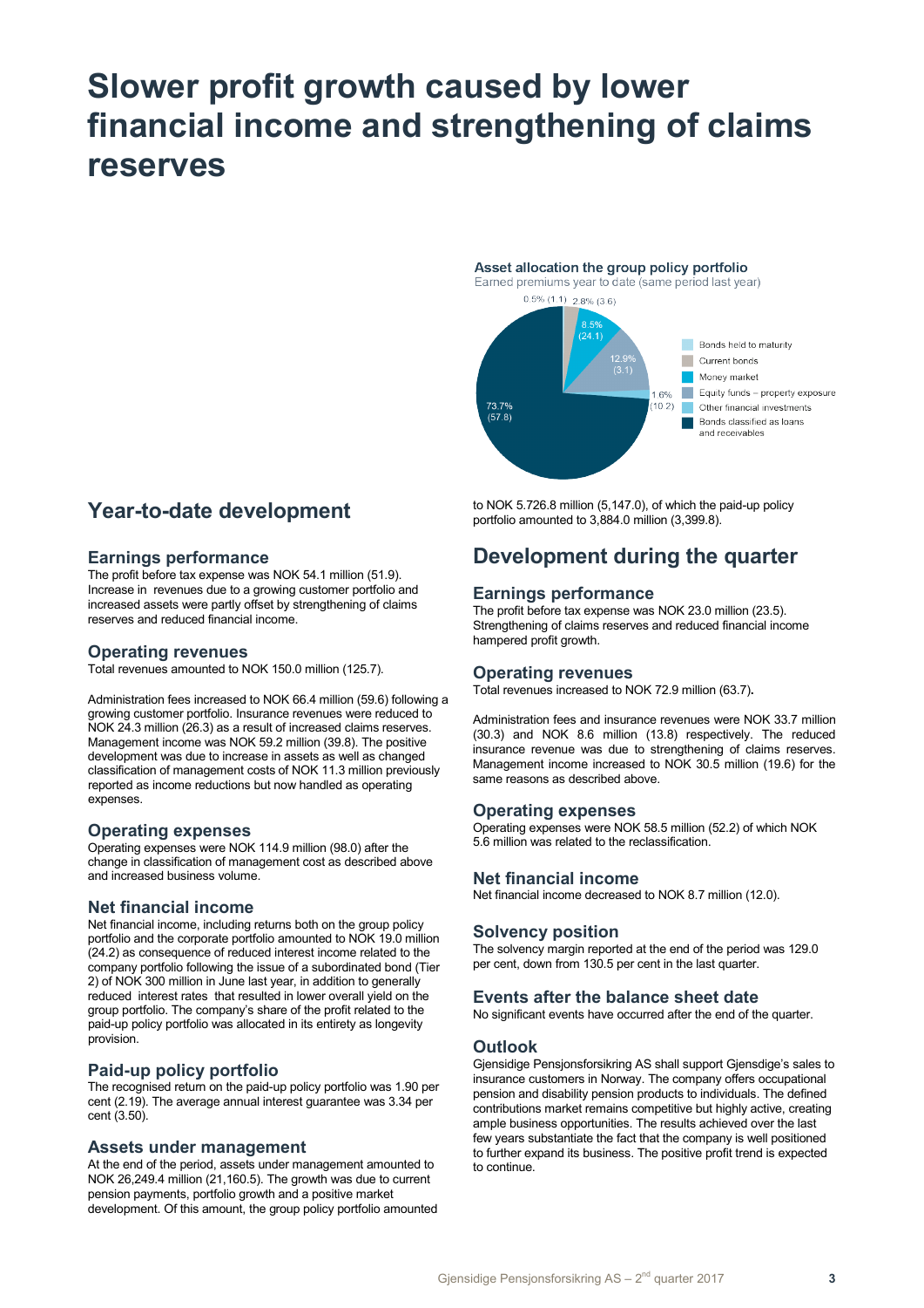# Slower profit growth caused by lower financial income and strengthening of claims reserves

**Asset allocation the group policy portfolio**
Earned premiums year to date (same period last year)

| Category | Share |
|---|---|
| Bonds held to maturity | 0.5% (1.1) |
| Current bonds | 2.8% (3.6) |
| Money market | 8.5% (24.1) |
| Equity funds – property exposure | 12.9% (3.1) |
| Other financial investments | 1.6% (10.2) |
| Bonds classified as loans and receivables | 73.7% (57.8) |

## Year-to-date development

### Earnings performance

The profit before tax expense was NOK 54.1 million (51.9). Increase in revenues due to a growing customer portfolio and increased assets were partly offset by strengthening of claims reserves and reduced financial income.

### Operating revenues

Total revenues amounted to NOK 150.0 million (125.7).

Administration fees increased to NOK 66.4 million (59.6) following a growing customer portfolio. Insurance revenues were reduced to NOK 24.3 million (26.3) as a result of increased claims reserves. Management income was NOK 59.2 million (39.8). The positive development was due to increase in assets as well as changed classification of management costs of NOK 11.3 million previously reported as income reductions but now handled as operating expenses.

### Operating expenses

Operating expenses were NOK 114.9 million (98.0) after the change in classification of management cost as described above and increased business volume.

### Net financial income

Net financial income, including returns both on the group policy portfolio and the corporate portfolio amounted to NOK 19.0 million (24.2) as consequence of reduced interest income related to the company portfolio following the issue of a subordinated bond (Tier 2) of NOK 300 million in June last year, in addition to generally reduced interest rates that resulted in lower overall yield on the group portfolio. The company's share of the profit related to the paid-up policy portfolio was allocated in its entirety as longevity provision.

### Paid-up policy portfolio

The recognised return on the paid-up policy portfolio was 1.90 per cent (2.19). The average annual interest guarantee was 3.34 per cent (3.50).

### Assets under management

At the end of the period, assets under management amounted to NOK 26,249.4 million (21,160.5). The growth was due to current pension payments, portfolio growth and a positive market development. Of this amount, the group policy portfolio amounted to NOK 5.726.8 million (5,147.0), of which the paid-up policy portfolio amounted to 3,884.0 million (3,399.8).

## Development during the quarter

### Earnings performance

The profit before tax expense was NOK 23.0 million (23.5). Strengthening of claims reserves and reduced financial income hampered profit growth.

### Operating revenues

Total revenues increased to NOK 72.9 million (63.7).

Administration fees and insurance revenues were NOK 33.7 million (30.3) and NOK 8.6 million (13.8) respectively. The reduced insurance revenue was due to strengthening of claims reserves. Management income increased to NOK 30.5 million (19.6) for the same reasons as described above.

### Operating expenses

Operating expenses were NOK 58.5 million (52.2) of which NOK 5.6 million was related to the reclassification.

### Net financial income

Net financial income decreased to NOK 8.7 million (12.0).

### Solvency position

The solvency margin reported at the end of the period was 129.0 per cent, down from 130.5 per cent in the last quarter.

### Events after the balance sheet date

No significant events have occurred after the end of the quarter.

### Outlook

Gjensidige Pensjonsforsikring AS shall support Gjensdige's sales to insurance customers in Norway. The company offers occupational pension and disability pension products to individuals. The defined contributions market remains competitive but highly active, creating ample business opportunities. The results achieved over the last few years substantiate the fact that the company is well positioned to further expand its business. The positive profit trend is expected to continue.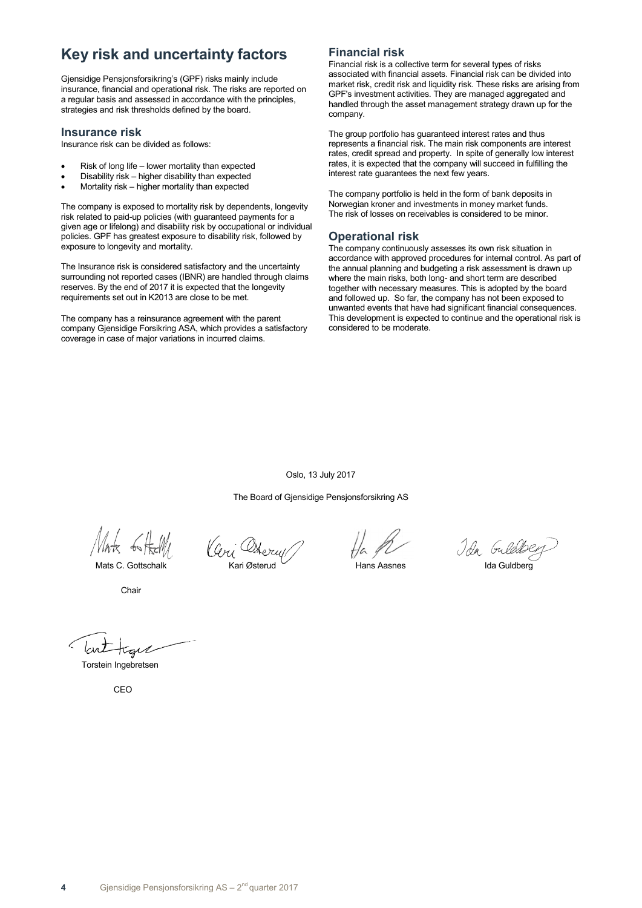# Key risk and uncertainty factors

Gjensidige Pensjonsforsikring's (GPF) risks mainly include insurance, financial and operational risk. The risks are reported on a regular basis and assessed in accordance with the principles, strategies and risk thresholds defined by the board.

## Insurance risk

Insurance risk can be divided as follows:

- Risk of long life – lower mortality than expected
- Disability risk – higher disability than expected
- Mortality risk – higher mortality than expected

The company is exposed to mortality risk by dependents, longevity risk related to paid-up policies (with guaranteed payments for a given age or lifelong) and disability risk by occupational or individual policies. GPF has greatest exposure to disability risk, followed by exposure to longevity and mortality.

The Insurance risk is considered satisfactory and the uncertainty surrounding not reported cases (IBNR) are handled through claims reserves. By the end of 2017 it is expected that the longevity requirements set out in K2013 are close to be met.

The company has a reinsurance agreement with the parent company Gjensidige Forsikring ASA, which provides a satisfactory coverage in case of major variations in incurred claims.

## Financial risk

Financial risk is a collective term for several types of risks associated with financial assets. Financial risk can be divided into market risk, credit risk and liquidity risk. These risks are arising from GPF's investment activities. They are managed aggregated and handled through the asset management strategy drawn up for the company.

The group portfolio has guaranteed interest rates and thus represents a financial risk. The main risk components are interest rates, credit spread and property. In spite of generally low interest rates, it is expected that the company will succeed in fulfilling the interest rate guarantees the next few years.

The company portfolio is held in the form of bank deposits in Norwegian kroner and investments in money market funds. The risk of losses on receivables is considered to be minor.

## Operational risk

The company continuously assesses its own risk situation in accordance with approved procedures for internal control. As part of the annual planning and budgeting a risk assessment is drawn up where the main risks, both long- and short term are described together with necessary measures. This is adopted by the board and followed up. So far, the company has not been exposed to unwanted events that have had significant financial consequences. This development is expected to continue and the operational risk is considered to be moderate.

Oslo, 13 July 2017

The Board of Gjensidige Pensjonsforsikring AS

| Mats C. Gottschalk | Kari Østerud | Hans Aasnes | Ida Guldberg |
|---|---|---|---|
| Chair | | | |

Torstein Ingebretsen

CEO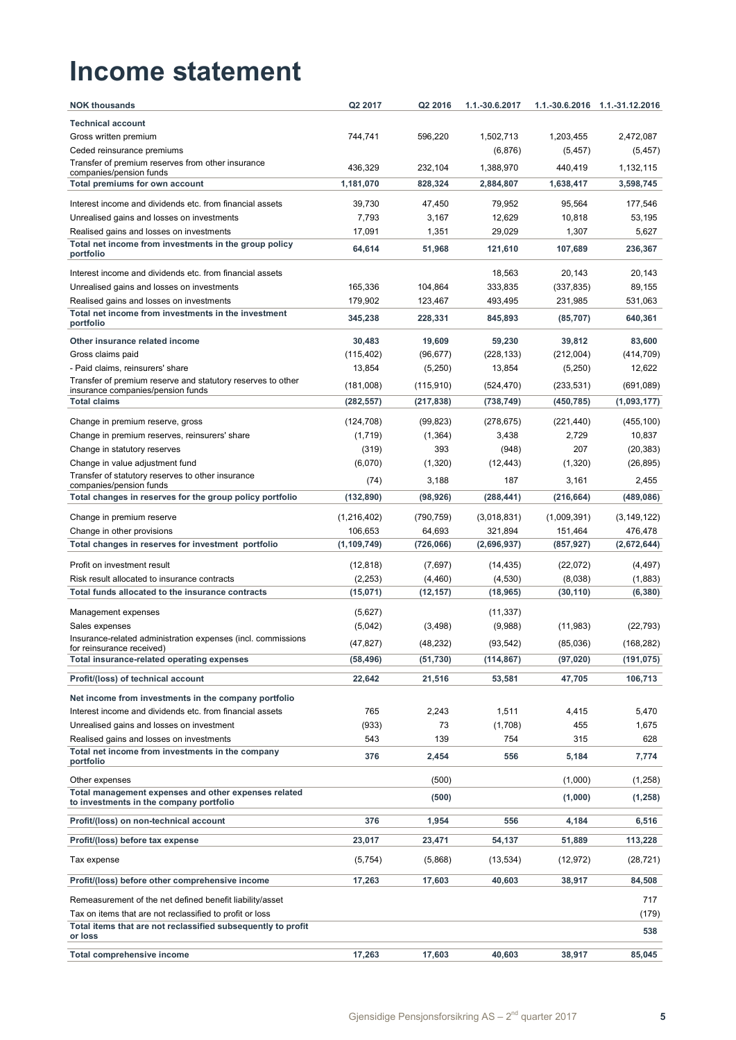# Income statement

| NOK thousands | Q2 2017 | Q2 2016 | 1.1.-30.6.2017 | 1.1.-30.6.2016 | 1.1.-31.12.2016 |
|---|---|---|---|---|---|
| **Technical account** | | | | | |
| Gross written premium | 744,741 | 596,220 | 1,502,713 | 1,203,455 | 2,472,087 |
| Ceded reinsurance premiums | | | (6,876) | (5,457) | (5,457) |
| Transfer of premium reserves from other insurance companies/pension funds | 436,329 | 232,104 | 1,388,970 | 440,419 | 1,132,115 |
| **Total premiums for own account** | **1,181,070** | **828,324** | **2,884,807** | **1,638,417** | **3,598,745** |
| Interest income and dividends etc. from financial assets | 39,730 | 47,450 | 79,952 | 95,564 | 177,546 |
| Unrealised gains and losses on investments | 7,793 | 3,167 | 12,629 | 10,818 | 53,195 |
| Realised gains and losses on investments | 17,091 | 1,351 | 29,029 | 1,307 | 5,627 |
| **Total net income from investments in the group policy portfolio** | **64,614** | **51,968** | **121,610** | **107,689** | **236,367** |
| Interest income and dividends etc. from financial assets | | | 18,563 | 20,143 | 20,143 |
| Unrealised gains and losses on investments | 165,336 | 104,864 | 333,835 | (337,835) | 89,155 |
| Realised gains and losses on investments | 179,902 | 123,467 | 493,495 | 231,985 | 531,063 |
| **Total net income from investments in the investment portfolio** | **345,238** | **228,331** | **845,893** | **(85,707)** | **640,361** |
| **Other insurance related income** | **30,483** | **19,609** | **59,230** | **39,812** | **83,600** |
| Gross claims paid | (115,402) | (96,677) | (228,133) | (212,004) | (414,709) |
| - Paid claims, reinsurers' share | 13,854 | (5,250) | 13,854 | (5,250) | 12,622 |
| Transfer of premium reserve and statutory reserves to other insurance companies/pension funds | (181,008) | (115,910) | (524,470) | (233,531) | (691,089) |
| **Total claims** | **(282,557)** | **(217,838)** | **(738,749)** | **(450,785)** | **(1,093,177)** |
| Change in premium reserve, gross | (124,708) | (99,823) | (278,675) | (221,440) | (455,100) |
| Change in premium reserves, reinsurers' share | (1,719) | (1,364) | 3,438 | 2,729 | 10,837 |
| Change in statutory reserves | (319) | 393 | (948) | 207 | (20,383) |
| Change in value adjustment fund | (6,070) | (1,320) | (12,443) | (1,320) | (26,895) |
| Transfer of statutory reserves to other insurance companies/pension funds | (74) | 3,188 | 187 | 3,161 | 2,455 |
| **Total changes in reserves for the group policy portfolio** | **(132,890)** | **(98,926)** | **(288,441)** | **(216,664)** | **(489,086)** |
| Change in premium reserve | (1,216,402) | (790,759) | (3,018,831) | (1,009,391) | (3,149,122) |
| Change in other provisions | 106,653 | 64,693 | 321,894 | 151,464 | 476,478 |
| **Total changes in reserves for investment portfolio** | **(1,109,749)** | **(726,066)** | **(2,696,937)** | **(857,927)** | **(2,672,644)** |
| Profit on investment result | (12,818) | (7,697) | (14,435) | (22,072) | (4,497) |
| Risk result allocated to insurance contracts | (2,253) | (4,460) | (4,530) | (8,038) | (1,883) |
| **Total funds allocated to the insurance contracts** | **(15,071)** | **(12,157)** | **(18,965)** | **(30,110)** | **(6,380)** |
| Management expenses | (5,627) | | (11,337) | | |
| Sales expenses | (5,042) | (3,498) | (9,988) | (11,983) | (22,793) |
| Insurance-related administration expenses (incl. commissions for reinsurance received) | (47,827) | (48,232) | (93,542) | (85,036) | (168,282) |
| **Total insurance-related operating expenses** | **(58,496)** | **(51,730)** | **(114,867)** | **(97,020)** | **(191,075)** |
| **Profit/(loss) of technical account** | **22,642** | **21,516** | **53,581** | **47,705** | **106,713** |
| **Net income from investments in the company portfolio** | | | | | |
| Interest income and dividends etc. from financial assets | 765 | 2,243 | 1,511 | 4,415 | 5,470 |
| Unrealised gains and losses on investment | (933) | 73 | (1,708) | 455 | 1,675 |
| Realised gains and losses on investments | 543 | 139 | 754 | 315 | 628 |
| **Total net income from investments in the company portfolio** | **376** | **2,454** | **556** | **5,184** | **7,774** |
| Other expenses | | (500) | | (1,000) | (1,258) |
| **Total management expenses and other expenses related to investments in the company portfolio** | | **(500)** | | **(1,000)** | **(1,258)** |
| **Profit/(loss) on non-technical account** | **376** | **1,954** | **556** | **4,184** | **6,516** |
| **Profit/(loss) before tax expense** | **23,017** | **23,471** | **54,137** | **51,889** | **113,228** |
| Tax expense | (5,754) | (5,868) | (13,534) | (12,972) | (28,721) |
| **Profit/(loss) before other comprehensive income** | **17,263** | **17,603** | **40,603** | **38,917** | **84,508** |
| Remeasurement of the net defined benefit liability/asset | | | | | 717 |
| Tax on items that are not reclassified to profit or loss | | | | | (179) |
| **Total items that are not reclassified subsequently to profit or loss** | | | | | **538** |
| **Total comprehensive income** | **17,263** | **17,603** | **40,603** | **38,917** | **85,045** |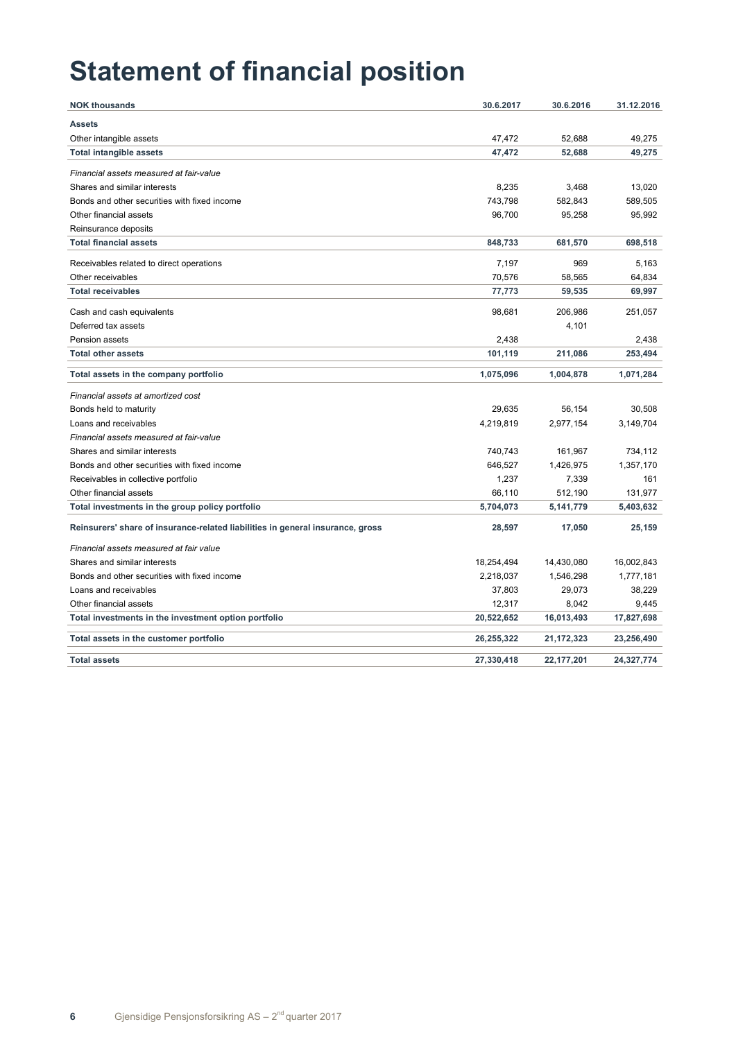# Statement of financial position

| NOK thousands | 30.6.2017 | 30.6.2016 | 31.12.2016 |
|---|---|---|---|
| **Assets** | | | |
| Other intangible assets | 47,472 | 52,688 | 49,275 |
| **Total intangible assets** | **47,472** | **52,688** | **49,275** |
| *Financial assets measured at fair-value* | | | |
| Shares and similar interests | 8,235 | 3,468 | 13,020 |
| Bonds and other securities with fixed income | 743,798 | 582,843 | 589,505 |
| Other financial assets | 96,700 | 95,258 | 95,992 |
| Reinsurance deposits | | | |
| **Total financial assets** | **848,733** | **681,570** | **698,518** |
| Receivables related to direct operations | 7,197 | 969 | 5,163 |
| Other receivables | 70,576 | 58,565 | 64,834 |
| **Total receivables** | **77,773** | **59,535** | **69,997** |
| Cash and cash equivalents | 98,681 | 206,986 | 251,057 |
| Deferred tax assets | | 4,101 | |
| Pension assets | 2,438 | | 2,438 |
| **Total other assets** | **101,119** | **211,086** | **253,494** |
| **Total assets in the company portfolio** | **1,075,096** | **1,004,878** | **1,071,284** |
| *Financial assets at amortized cost* | | | |
| Bonds held to maturity | 29,635 | 56,154 | 30,508 |
| Loans and receivables | 4,219,819 | 2,977,154 | 3,149,704 |
| *Financial assets measured at fair-value* | | | |
| Shares and similar interests | 740,743 | 161,967 | 734,112 |
| Bonds and other securities with fixed income | 646,527 | 1,426,975 | 1,357,170 |
| Receivables in collective portfolio | 1,237 | 7,339 | 161 |
| Other financial assets | 66,110 | 512,190 | 131,977 |
| **Total investments in the group policy portfolio** | **5,704,073** | **5,141,779** | **5,403,632** |
| **Reinsurers' share of insurance-related liabilities in general insurance, gross** | **28,597** | **17,050** | **25,159** |
| *Financial assets measured at fair value* | | | |
| Shares and similar interests | 18,254,494 | 14,430,080 | 16,002,843 |
| Bonds and other securities with fixed income | 2,218,037 | 1,546,298 | 1,777,181 |
| Loans and receivables | 37,803 | 29,073 | 38,229 |
| Other financial assets | 12,317 | 8,042 | 9,445 |
| **Total investments in the investment option portfolio** | **20,522,652** | **16,013,493** | **17,827,698** |
| **Total assets in the customer portfolio** | **26,255,322** | **21,172,323** | **23,256,490** |
| **Total assets** | **27,330,418** | **22,177,201** | **24,327,774** |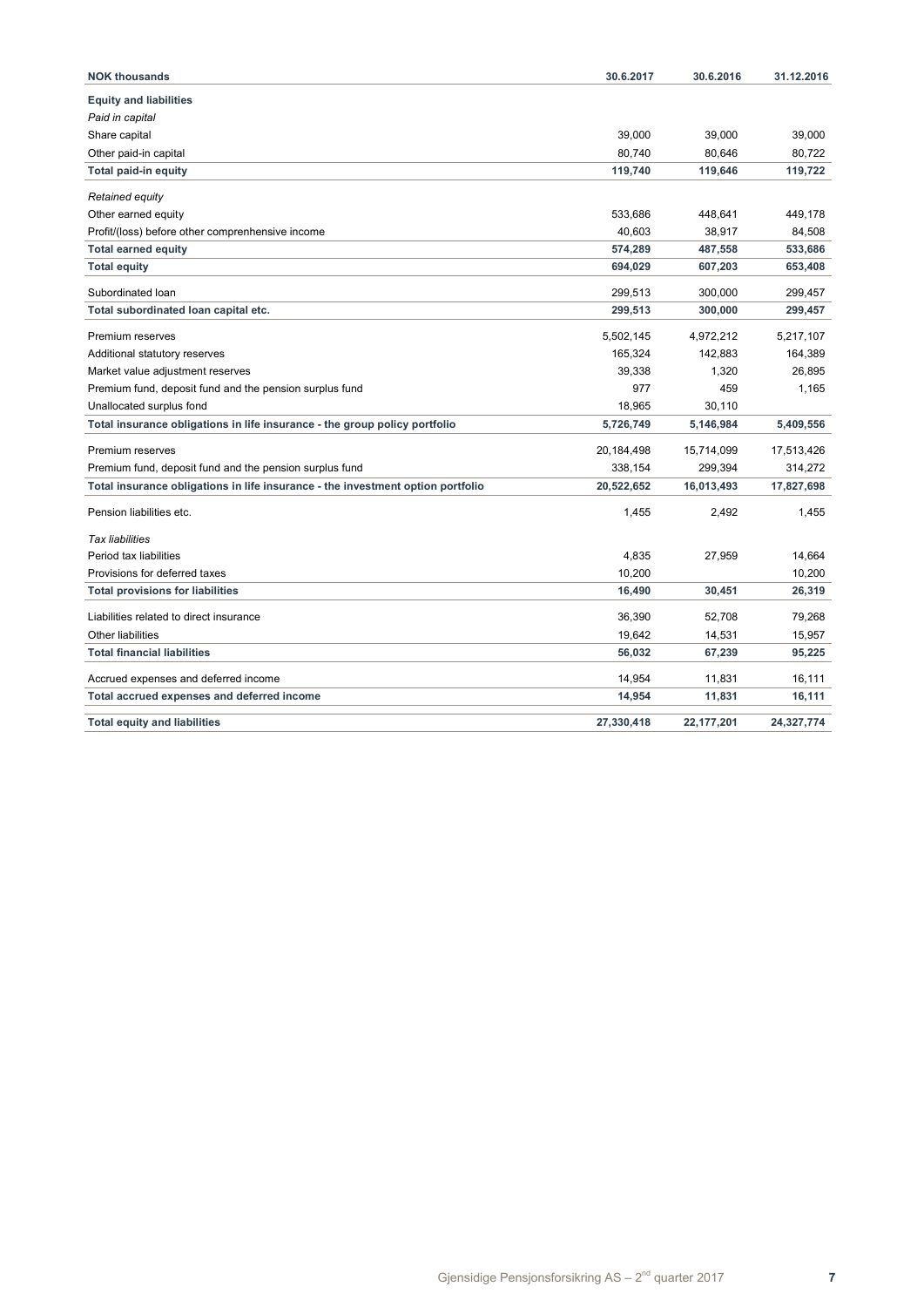| NOK thousands | 30.6.2017 | 30.6.2016 | 31.12.2016 |
|---|---|---|---|
| **Equity and liabilities** | | | |
| *Paid in capital* | | | |
| Share capital | 39,000 | 39,000 | 39,000 |
| Other paid-in capital | 80,740 | 80,646 | 80,722 |
| **Total paid-in equity** | **119,740** | **119,646** | **119,722** |
| *Retained equity* | | | |
| Other earned equity | 533,686 | 448,641 | 449,178 |
| Profit/(loss) before other comprenhensive income | 40,603 | 38,917 | 84,508 |
| **Total earned equity** | **574,289** | **487,558** | **533,686** |
| **Total equity** | **694,029** | **607,203** | **653,408** |
| Subordinated loan | 299,513 | 300,000 | 299,457 |
| **Total subordinated loan capital etc.** | **299,513** | **300,000** | **299,457** |
| Premium reserves | 5,502,145 | 4,972,212 | 5,217,107 |
| Additional statutory reserves | 165,324 | 142,883 | 164,389 |
| Market value adjustment reserves | 39,338 | 1,320 | 26,895 |
| Premium fund, deposit fund and the pension surplus fund | 977 | 459 | 1,165 |
| Unallocated surplus fond | 18,965 | 30,110 | |
| **Total insurance obligations in life insurance - the group policy portfolio** | **5,726,749** | **5,146,984** | **5,409,556** |
| Premium reserves | 20,184,498 | 15,714,099 | 17,513,426 |
| Premium fund, deposit fund and the pension surplus fund | 338,154 | 299,394 | 314,272 |
| **Total insurance obligations in life insurance - the investment option portfolio** | **20,522,652** | **16,013,493** | **17,827,698** |
| Pension liabilities etc. | 1,455 | 2,492 | 1,455 |
| *Tax liabilities* | | | |
| Period tax liabilities | 4,835 | 27,959 | 14,664 |
| Provisions for deferred taxes | 10,200 | | 10,200 |
| **Total provisions for liabilities** | **16,490** | **30,451** | **26,319** |
| Liabilities related to direct insurance | 36,390 | 52,708 | 79,268 |
| Other liabilities | 19,642 | 14,531 | 15,957 |
| **Total financial liabilities** | **56,032** | **67,239** | **95,225** |
| Accrued expenses and deferred income | 14,954 | 11,831 | 16,111 |
| **Total accrued expenses and deferred income** | **14,954** | **11,831** | **16,111** |
| **Total equity and liabilities** | **27,330,418** | **22,177,201** | **24,327,774** |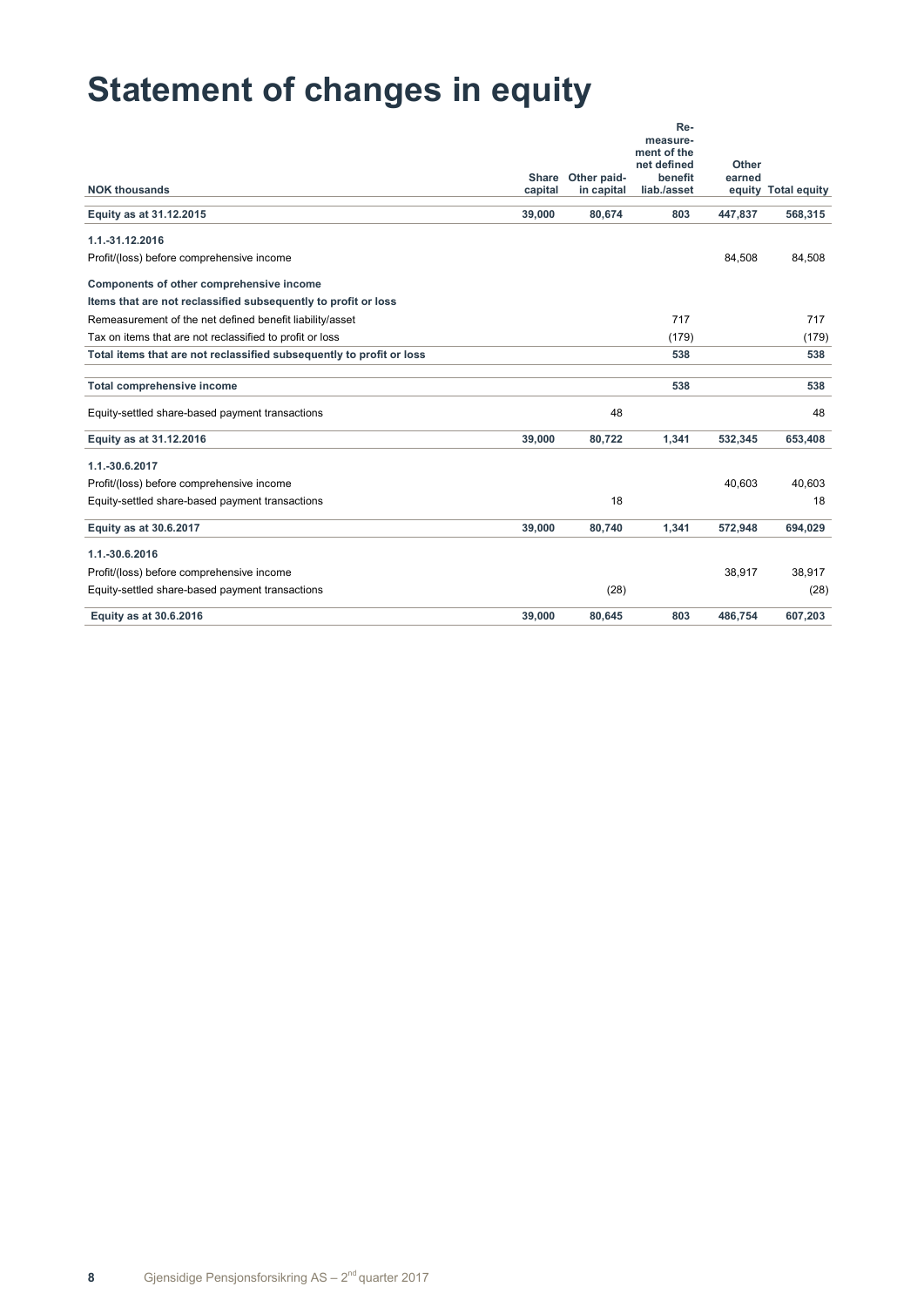# Statement of changes in equity

| NOK thousands | Share capital | Other paid-in capital | Re-measure-ment of the net defined benefit liab./asset | Other earned equity | Total equity |
|---|---|---|---|---|---|
| **Equity as at 31.12.2015** | **39,000** | **80,674** | **803** | **447,837** | **568,315** |
| **1.1.-31.12.2016** | | | | | |
| Profit/(loss) before comprehensive income | | | | 84,508 | 84,508 |
| **Components of other comprehensive income** | | | | | |
| **Items that are not reclassified subsequently to profit or loss** | | | | | |
| Remeasurement of the net defined benefit liability/asset | | | 717 | | 717 |
| Tax on items that are not reclassified to profit or loss | | | (179) | | (179) |
| **Total items that are not reclassified subsequently to profit or loss** | | | **538** | | **538** |
| **Total comprehensive income** | | | **538** | | **538** |
| Equity-settled share-based payment transactions | | 48 | | | 48 |
| **Equity as at 31.12.2016** | **39,000** | **80,722** | **1,341** | **532,345** | **653,408** |
| **1.1.-30.6.2017** | | | | | |
| Profit/(loss) before comprehensive income | | | | 40,603 | 40,603 |
| Equity-settled share-based payment transactions | | 18 | | | 18 |
| **Equity as at 30.6.2017** | **39,000** | **80,740** | **1,341** | **572,948** | **694,029** |
| **1.1.-30.6.2016** | | | | | |
| Profit/(loss) before comprehensive income | | | | 38,917 | 38,917 |
| Equity-settled share-based payment transactions | | (28) | | | (28) |
| **Equity as at 30.6.2016** | **39,000** | **80,645** | **803** | **486,754** | **607,203** |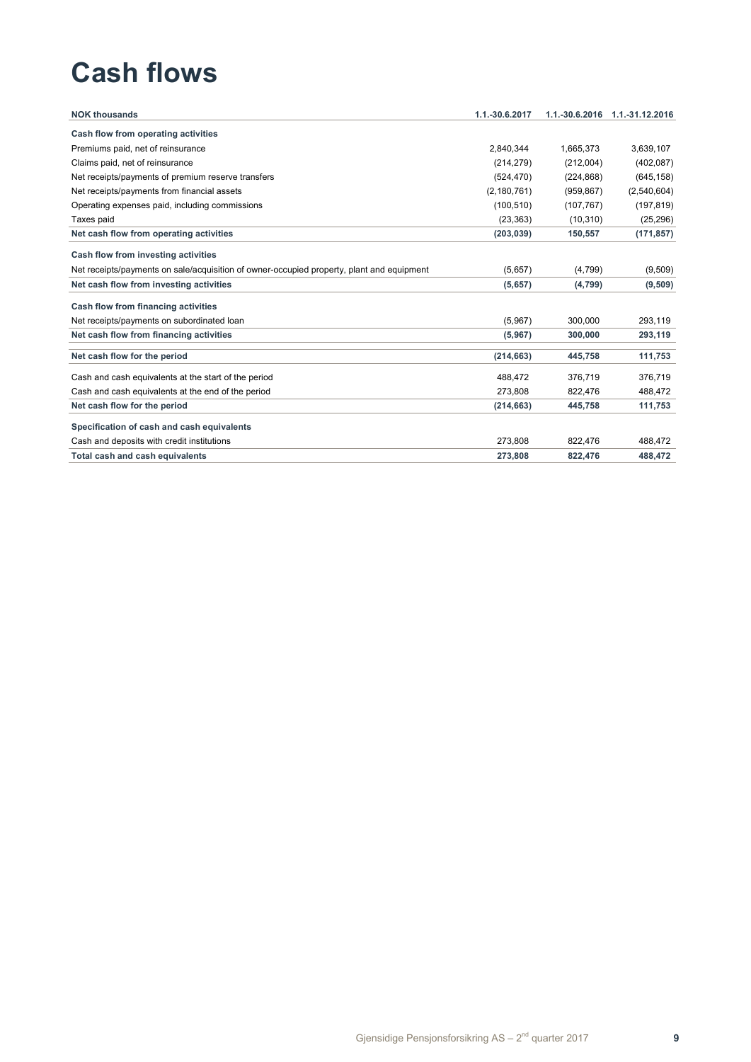# Cash flows

| NOK thousands | 1.1.-30.6.2017 | 1.1.-30.6.2016 | 1.1.-31.12.2016 |
|---|---|---|---|
| **Cash flow from operating activities** | | | |
| Premiums paid, net of reinsurance | 2,840,344 | 1,665,373 | 3,639,107 |
| Claims paid, net of reinsurance | (214,279) | (212,004) | (402,087) |
| Net receipts/payments of premium reserve transfers | (524,470) | (224,868) | (645,158) |
| Net receipts/payments from financial assets | (2,180,761) | (959,867) | (2,540,604) |
| Operating expenses paid, including commissions | (100,510) | (107,767) | (197,819) |
| Taxes paid | (23,363) | (10,310) | (25,296) |
| **Net cash flow from operating activities** | **(203,039)** | **150,557** | **(171,857)** |
| **Cash flow from investing activities** | | | |
| Net receipts/payments on sale/acquisition of owner-occupied property, plant and equipment | (5,657) | (4,799) | (9,509) |
| **Net cash flow from investing activities** | **(5,657)** | **(4,799)** | **(9,509)** |
| **Cash flow from financing activities** | | | |
| Net receipts/payments on subordinated loan | (5,967) | 300,000 | 293,119 |
| **Net cash flow from financing activities** | **(5,967)** | **300,000** | **293,119** |
| **Net cash flow for the period** | **(214,663)** | **445,758** | **111,753** |
| Cash and cash equivalents at the start of the period | 488,472 | 376,719 | 376,719 |
| Cash and cash equivalents at the end of the period | 273,808 | 822,476 | 488,472 |
| **Net cash flow for the period** | **(214,663)** | **445,758** | **111,753** |
| **Specification of cash and cash equivalents** | | | |
| Cash and deposits with credit institutions | 273,808 | 822,476 | 488,472 |
| **Total cash and cash equivalents** | **273,808** | **822,476** | **488,472** |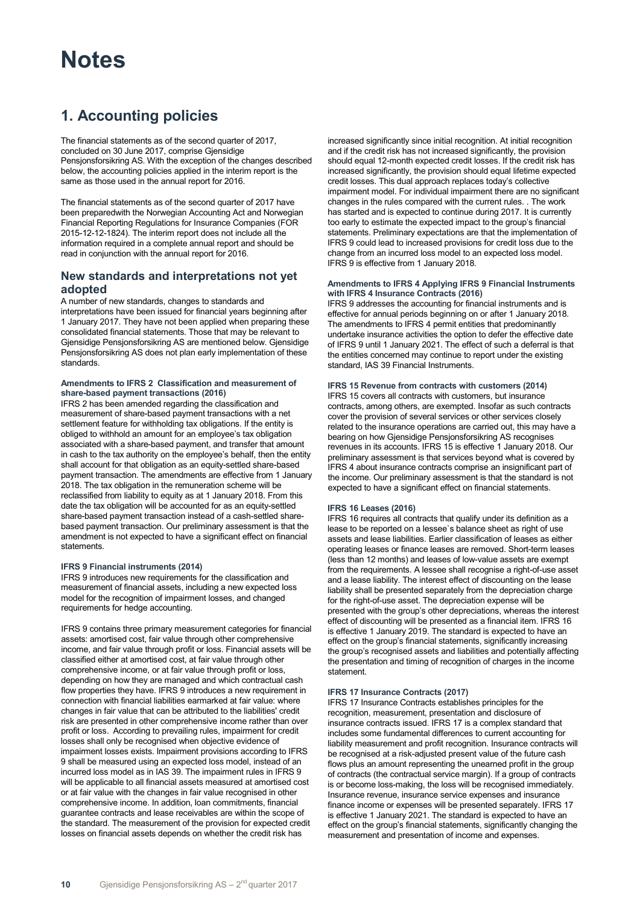# Notes

## 1. Accounting policies

The financial statements as of the second quarter of 2017, concluded on 30 June 2017, comprise Gjensidige Pensjonsforsikring AS. With the exception of the changes described below, the accounting policies applied in the interim report is the same as those used in the annual report for 2016.

The financial statements as of the second quarter of 2017 have been preparedwith the Norwegian Accounting Act and Norwegian Financial Reporting Regulations for Insurance Companies (FOR 2015-12-12-1824). The interim report does not include all the information required in a complete annual report and should be read in conjunction with the annual report for 2016.

### New standards and interpretations not yet adopted

A number of new standards, changes to standards and interpretations have been issued for financial years beginning after 1 January 2017. They have not been applied when preparing these consolidated financial statements. Those that may be relevant to Gjensidige Pensjonsforsikring AS are mentioned below. Gjensidige Pensjonsforsikring AS does not plan early implementation of these standards.

#### Amendments to IFRS 2 Classification and measurement of share-based payment transactions (2016)

IFRS 2 has been amended regarding the classification and measurement of share-based payment transactions with a net settlement feature for withholding tax obligations. If the entity is obliged to withhold an amount for an employee's tax obligation associated with a share-based payment, and transfer that amount in cash to the tax authority on the employee's behalf, then the entity shall account for that obligation as an equity-settled share-based payment transaction. The amendments are effective from 1 January 2018. The tax obligation in the remuneration scheme will be reclassified from liability to equity as at 1 January 2018. From this date the tax obligation will be accounted for as an equity-settled share-based payment transaction instead of a cash-settled share-based payment transaction. Our preliminary assessment is that the amendment is not expected to have a significant effect on financial statements.

#### IFRS 9 Financial instruments (2014)

IFRS 9 introduces new requirements for the classification and measurement of financial assets, including a new expected loss model for the recognition of impairment losses, and changed requirements for hedge accounting.

IFRS 9 contains three primary measurement categories for financial assets: amortised cost, fair value through other comprehensive income, and fair value through profit or loss. Financial assets will be classified either at amortised cost, at fair value through other comprehensive income, or at fair value through profit or loss, depending on how they are managed and which contractual cash flow properties they have. IFRS 9 introduces a new requirement in connection with financial liabilities earmarked at fair value: where changes in fair value that can be attributed to the liabilities' credit risk are presented in other comprehensive income rather than over profit or loss. According to prevailing rules, impairment for credit losses shall only be recognised when objective evidence of impairment losses exists. Impairment provisions according to IFRS 9 shall be measured using an expected loss model, instead of an incurred loss model as in IAS 39. The impairment rules in IFRS 9 will be applicable to all financial assets measured at amortised cost or at fair value with the changes in fair value recognised in other comprehensive income. In addition, loan commitments, financial guarantee contracts and lease receivables are within the scope of the standard. The measurement of the provision for expected credit losses on financial assets depends on whether the credit risk has increased significantly since initial recognition. At initial recognition and if the credit risk has not increased significantly, the provision should equal 12-month expected credit losses. If the credit risk has increased significantly, the provision should equal lifetime expected credit losses. This dual approach replaces today's collective impairment model. For individual impairment there are no significant changes in the rules compared with the current rules. . The work has started and is expected to continue during 2017. It is currently too early to estimate the expected impact to the group's financial statements. Preliminary expectations are that the implementation of IFRS 9 could lead to increased provisions for credit loss due to the change from an incurred loss model to an expected loss model. IFRS 9 is effective from 1 January 2018.

#### Amendments to IFRS 4 Applying IFRS 9 Financial Instruments with IFRS 4 Insurance Contracts (2016)

IFRS 9 addresses the accounting for financial instruments and is effective for annual periods beginning on or after 1 January 2018. The amendments to IFRS 4 permit entities that predominantly undertake insurance activities the option to defer the effective date of IFRS 9 until 1 January 2021. The effect of such a deferral is that the entities concerned may continue to report under the existing standard, IAS 39 Financial Instruments.

#### IFRS 15 Revenue from contracts with customers (2014)

IFRS 15 covers all contracts with customers, but insurance contracts, among others, are exempted. Insofar as such contracts cover the provision of several services or other services closely related to the insurance operations are carried out, this may have a bearing on how Gjensidige Pensjonsforsikring AS recognises revenues in its accounts. IFRS 15 is effective 1 January 2018. Our preliminary assessment is that services beyond what is covered by IFRS 4 about insurance contracts comprise an insignificant part of the income. Our preliminary assessment is that the standard is not expected to have a significant effect on financial statements.

#### IFRS 16 Leases (2016)

IFRS 16 requires all contracts that qualify under its definition as a lease to be reported on a lessee`s balance sheet as right of use assets and lease liabilities. Earlier classification of leases as either operating leases or finance leases are removed. Short-term leases (less than 12 months) and leases of low-value assets are exempt from the requirements. A lessee shall recognise a right-of-use asset and a lease liability. The interest effect of discounting on the lease liability shall be presented separately from the depreciation charge for the right-of-use asset. The depreciation expense will be presented with the group's other depreciations, whereas the interest effect of discounting will be presented as a financial item. IFRS 16 is effective 1 January 2019. The standard is expected to have an effect on the group's financial statements, significantly increasing the group's recognised assets and liabilities and potentially affecting the presentation and timing of recognition of charges in the income statement.

#### IFRS 17 Insurance Contracts (2017)

IFRS 17 Insurance Contracts establishes principles for the recognition, measurement, presentation and disclosure of insurance contracts issued. IFRS 17 is a complex standard that includes some fundamental differences to current accounting for liability measurement and profit recognition. Insurance contracts will be recognised at a risk-adjusted present value of the future cash flows plus an amount representing the unearned profit in the group of contracts (the contractual service margin). If a group of contracts is or become loss-making, the loss will be recognised immediately. Insurance revenue, insurance service expenses and insurance finance income or expenses will be presented separately. IFRS 17 is effective 1 January 2021. The standard is expected to have an effect on the group's financial statements, significantly changing the measurement and presentation of income and expenses.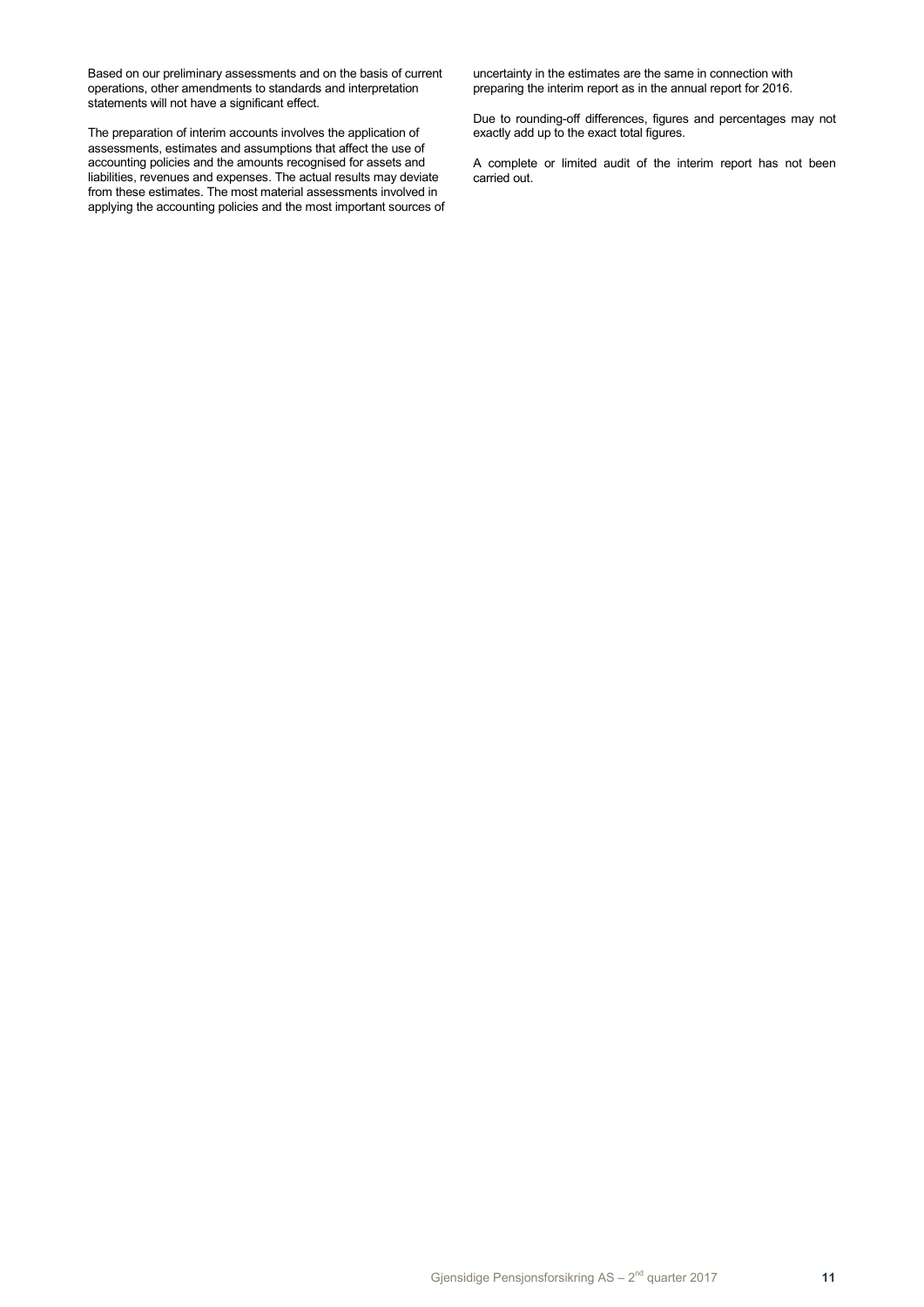Based on our preliminary assessments and on the basis of current operations, other amendments to standards and interpretation statements will not have a significant effect.

The preparation of interim accounts involves the application of assessments, estimates and assumptions that affect the use of accounting policies and the amounts recognised for assets and liabilities, revenues and expenses. The actual results may deviate from these estimates. The most material assessments involved in applying the accounting policies and the most important sources of uncertainty in the estimates are the same in connection with preparing the interim report as in the annual report for 2016.

Due to rounding-off differences, figures and percentages may not exactly add up to the exact total figures.

A complete or limited audit of the interim report has not been carried out.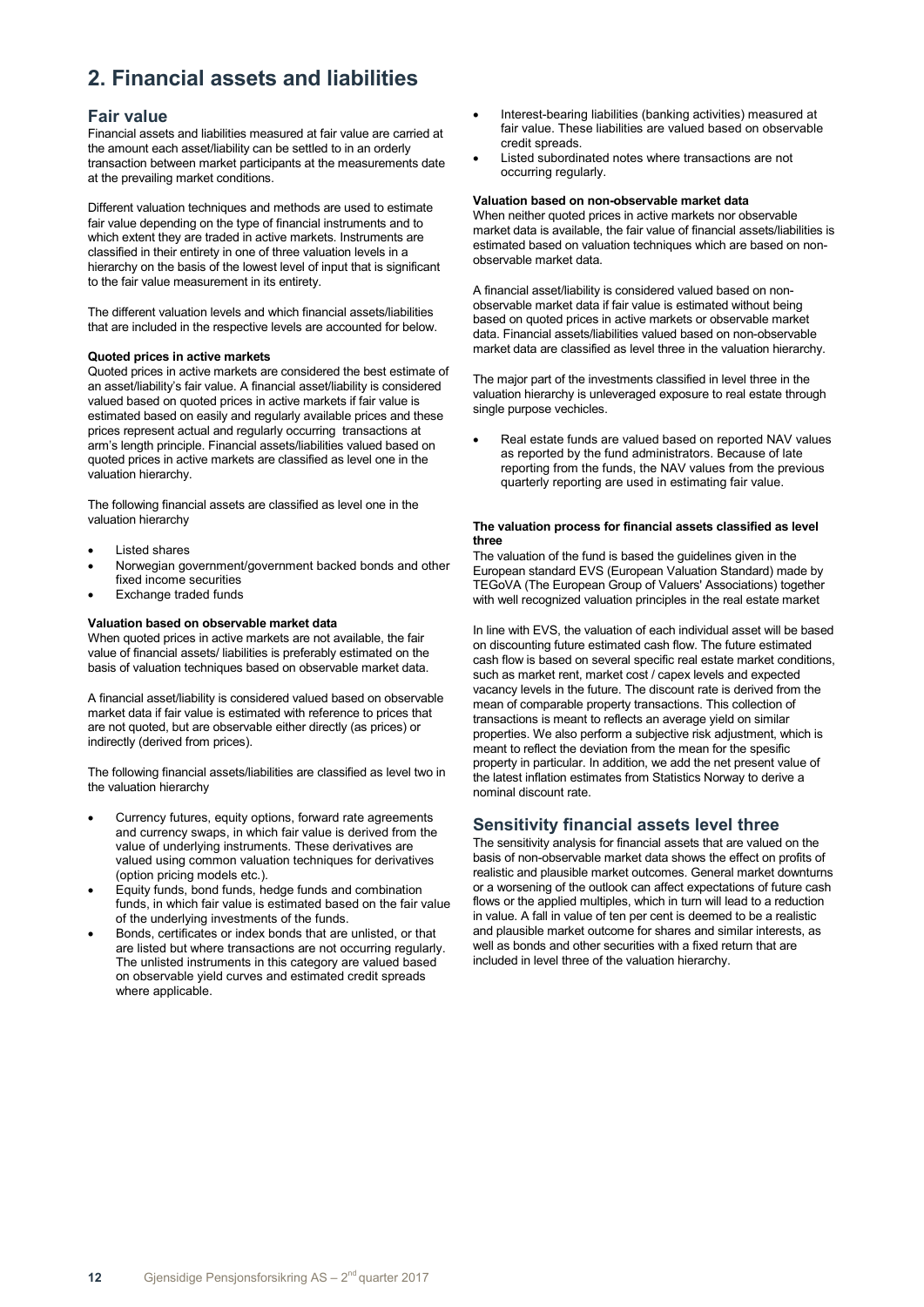# 2. Financial assets and liabilities

## Fair value

Financial assets and liabilities measured at fair value are carried at the amount each asset/liability can be settled to in an orderly transaction between market participants at the measurements date at the prevailing market conditions.

Different valuation techniques and methods are used to estimate fair value depending on the type of financial instruments and to which extent they are traded in active markets. Instruments are classified in their entirety in one of three valuation levels in a hierarchy on the basis of the lowest level of input that is significant to the fair value measurement in its entirety.

The different valuation levels and which financial assets/liabilities that are included in the respective levels are accounted for below.

**Quoted prices in active markets**

Quoted prices in active markets are considered the best estimate of an asset/liability's fair value. A financial asset/liability is considered valued based on quoted prices in active markets if fair value is estimated based on easily and regularly available prices and these prices represent actual and regularly occurring transactions at arm's length principle. Financial assets/liabilities valued based on quoted prices in active markets are classified as level one in the valuation hierarchy.

The following financial assets are classified as level one in the valuation hierarchy

- Listed shares
- Norwegian government/government backed bonds and other fixed income securities
- Exchange traded funds

**Valuation based on observable market data**

When quoted prices in active markets are not available, the fair value of financial assets/ liabilities is preferably estimated on the basis of valuation techniques based on observable market data.

A financial asset/liability is considered valued based on observable market data if fair value is estimated with reference to prices that are not quoted, but are observable either directly (as prices) or indirectly (derived from prices).

The following financial assets/liabilities are classified as level two in the valuation hierarchy

- Currency futures, equity options, forward rate agreements and currency swaps, in which fair value is derived from the value of underlying instruments. These derivatives are valued using common valuation techniques for derivatives (option pricing models etc.).
- Equity funds, bond funds, hedge funds and combination funds, in which fair value is estimated based on the fair value of the underlying investments of the funds.
- Bonds, certificates or index bonds that are unlisted, or that are listed but where transactions are not occurring regularly. The unlisted instruments in this category are valued based on observable yield curves and estimated credit spreads where applicable.
- Interest-bearing liabilities (banking activities) measured at fair value. These liabilities are valued based on observable credit spreads.
- Listed subordinated notes where transactions are not occurring regularly.

**Valuation based on non-observable market data**

When neither quoted prices in active markets nor observable market data is available, the fair value of financial assets/liabilities is estimated based on valuation techniques which are based on non-observable market data.

A financial asset/liability is considered valued based on non-observable market data if fair value is estimated without being based on quoted prices in active markets or observable market data. Financial assets/liabilities valued based on non-observable market data are classified as level three in the valuation hierarchy.

The major part of the investments classified in level three in the valuation hierarchy is unleveraged exposure to real estate through single purpose vechicles.

- Real estate funds are valued based on reported NAV values as reported by the fund administrators. Because of late reporting from the funds, the NAV values from the previous quarterly reporting are used in estimating fair value.

**The valuation process for financial assets classified as level three**

The valuation of the fund is based the guidelines given in the European standard EVS (European Valuation Standard) made by TEGoVA (The European Group of Valuers' Associations) together with well recognized valuation principles in the real estate market

In line with EVS, the valuation of each individual asset will be based on discounting future estimated cash flow. The future estimated cash flow is based on several specific real estate market conditions, such as market rent, market cost / capex levels and expected vacancy levels in the future. The discount rate is derived from the mean of comparable property transactions. This collection of transactions is meant to reflects an average yield on similar properties. We also perform a subjective risk adjustment, which is meant to reflect the deviation from the mean for the spesific property in particular. In addition, we add the net present value of the latest inflation estimates from Statistics Norway to derive a nominal discount rate.

## Sensitivity financial assets level three

The sensitivity analysis for financial assets that are valued on the basis of non-observable market data shows the effect on profits of realistic and plausible market outcomes. General market downturns or a worsening of the outlook can affect expectations of future cash flows or the applied multiples, which in turn will lead to a reduction in value. A fall in value of ten per cent is deemed to be a realistic and plausible market outcome for shares and similar interests, as well as bonds and other securities with a fixed return that are included in level three of the valuation hierarchy.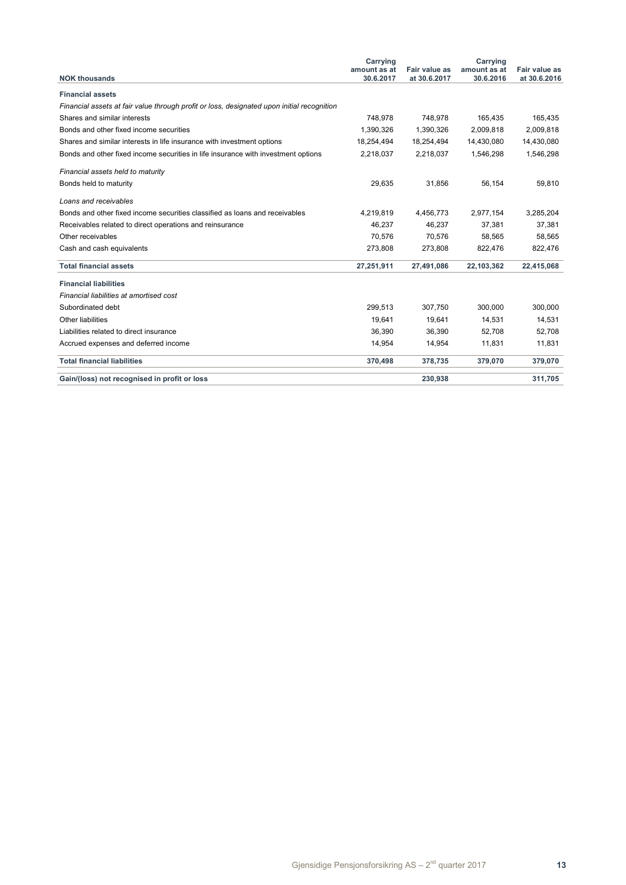| NOK thousands | Carrying amount as at 30.6.2017 | Fair value as at 30.6.2017 | Carrying amount as at 30.6.2016 | Fair value as at 30.6.2016 |
|---|---|---|---|---|
| **Financial assets** | | | | |
| *Financial assets at fair value through profit or loss, designated upon initial recognition* | | | | |
| Shares and similar interests | 748,978 | 748,978 | 165,435 | 165,435 |
| Bonds and other fixed income securities | 1,390,326 | 1,390,326 | 2,009,818 | 2,009,818 |
| Shares and similar interests in life insurance with investment options | 18,254,494 | 18,254,494 | 14,430,080 | 14,430,080 |
| Bonds and other fixed income securities in life insurance with investment options | 2,218,037 | 2,218,037 | 1,546,298 | 1,546,298 |
| *Financial assets held to maturity* | | | | |
| Bonds held to maturity | 29,635 | 31,856 | 56,154 | 59,810 |
| *Loans and receivables* | | | | |
| Bonds and other fixed income securities classified as loans and receivables | 4,219,819 | 4,456,773 | 2,977,154 | 3,285,204 |
| Receivables related to direct operations and reinsurance | 46,237 | 46,237 | 37,381 | 37,381 |
| Other receivables | 70,576 | 70,576 | 58,565 | 58,565 |
| Cash and cash equivalents | 273,808 | 273,808 | 822,476 | 822,476 |
| **Total financial assets** | **27,251,911** | **27,491,086** | **22,103,362** | **22,415,068** |
| **Financial liabilities** | | | | |
| *Financial liabilities at amortised cost* | | | | |
| Subordinated debt | 299,513 | 307,750 | 300,000 | 300,000 |
| Other liabilities | 19,641 | 19,641 | 14,531 | 14,531 |
| Liabilities related to direct insurance | 36,390 | 36,390 | 52,708 | 52,708 |
| Accrued expenses and deferred income | 14,954 | 14,954 | 11,831 | 11,831 |
| **Total financial liabilities** | **370,498** | **378,735** | **379,070** | **379,070** |
| **Gain/(loss) not recognised in profit or loss** | | **230,938** | | **311,705** |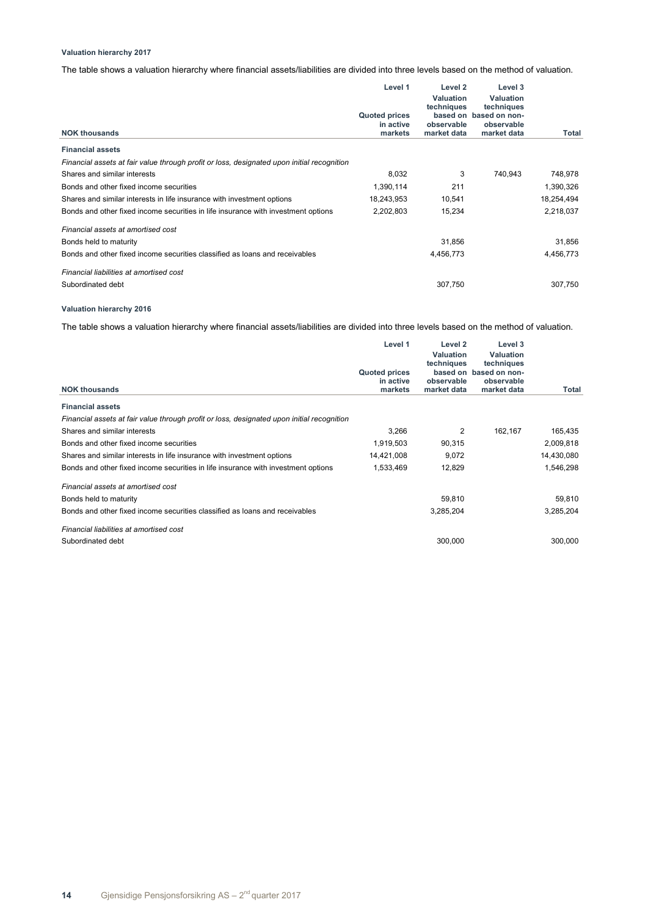**Valuation hierarchy 2017**

The table shows a valuation hierarchy where financial assets/liabilities are divided into three levels based on the method of valuation.

| NOK thousands | Level 1<br>Quoted prices in active markets | Level 2<br>Valuation techniques based on observable market data | Level 3<br>Valuation techniques based on non-observable market data | Total |
|---|---|---|---|---|
| **Financial assets** | | | | |
| *Financial assets at fair value through profit or loss, designated upon initial recognition* | | | | |
| Shares and similar interests | 8,032 | 3 | 740,943 | 748,978 |
| Bonds and other fixed income securities | 1,390,114 | 211 | | 1,390,326 |
| Shares and similar interests in life insurance with investment options | 18,243,953 | 10,541 | | 18,254,494 |
| Bonds and other fixed income securities in life insurance with investment options | 2,202,803 | 15,234 | | 2,218,037 |
| *Financial assets at amortised cost* | | | | |
| Bonds held to maturity | | 31,856 | | 31,856 |
| Bonds and other fixed income securities classified as loans and receivables | | 4,456,773 | | 4,456,773 |
| *Financial liabilities at amortised cost* | | | | |
| Subordinated debt | | 307,750 | | 307,750 |

**Valuation hierarchy 2016**

The table shows a valuation hierarchy where financial assets/liabilities are divided into three levels based on the method of valuation.

| NOK thousands | Level 1<br>Quoted prices in active markets | Level 2<br>Valuation techniques based on observable market data | Level 3<br>Valuation techniques based on non-observable market data | Total |
|---|---|---|---|---|
| **Financial assets** | | | | |
| *Financial assets at fair value through profit or loss, designated upon initial recognition* | | | | |
| Shares and similar interests | 3,266 | 2 | 162,167 | 165,435 |
| Bonds and other fixed income securities | 1,919,503 | 90,315 | | 2,009,818 |
| Shares and similar interests in life insurance with investment options | 14,421,008 | 9,072 | | 14,430,080 |
| Bonds and other fixed income securities in life insurance with investment options | 1,533,469 | 12,829 | | 1,546,298 |
| *Financial assets at amortised cost* | | | | |
| Bonds held to maturity | | 59,810 | | 59,810 |
| Bonds and other fixed income securities classified as loans and receivables | | 3,285,204 | | 3,285,204 |
| *Financial liabilities at amortised cost* | | | | |
| Subordinated debt | | 300,000 | | 300,000 |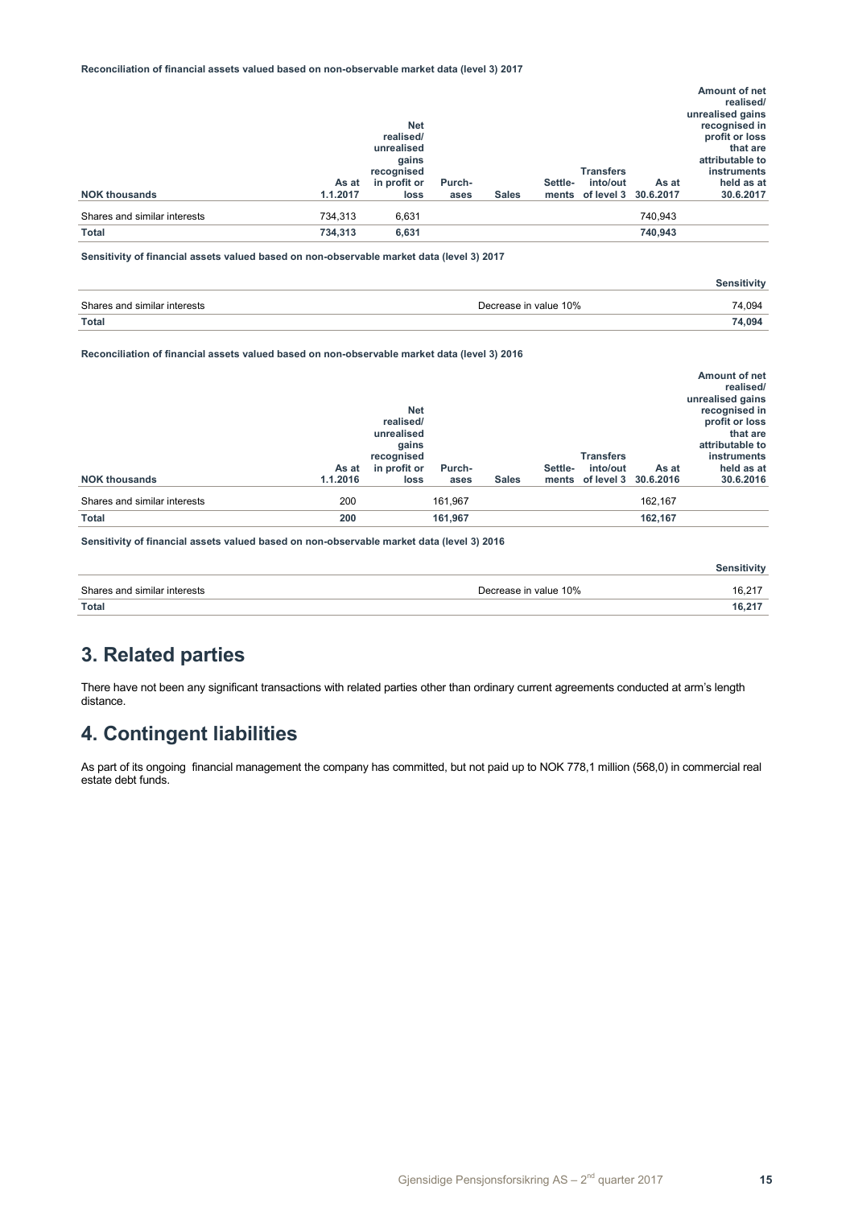**Reconciliation of financial assets valued based on non-observable market data (level 3) 2017**

| NOK thousands | As at 1.1.2017 | Net realised/ unrealised gains recognised in profit or loss | Purch-ases | Sales | Settle-ments | Transfers into/out of level 3 | As at 30.6.2017 | Amount of net realised/ unrealised gains recognised in profit or loss that are attributable to instruments held as at 30.6.2017 |
|---|---|---|---|---|---|---|---|---|
| Shares and similar interests | 734,313 | 6,631 | | | | | 740,943 | |
| **Total** | **734,313** | **6,631** | | | | | **740,943** | |

**Sensitivity of financial assets valued based on non-observable market data (level 3) 2017**

| | | Sensitivity |
|---|---|---|
| Shares and similar interests | Decrease in value 10% | 74,094 |
| **Total** | | **74,094** |

**Reconciliation of financial assets valued based on non-observable market data (level 3) 2016**

| NOK thousands | As at 1.1.2016 | Net realised/ unrealised gains recognised in profit or loss | Purch-ases | Sales | Settle-ments | Transfers into/out of level 3 | As at 30.6.2016 | Amount of net realised/ unrealised gains recognised in profit or loss that are attributable to instruments held as at 30.6.2016 |
|---|---|---|---|---|---|---|---|---|
| Shares and similar interests | 200 | | 161,967 | | | | 162,167 | |
| **Total** | **200** | | **161,967** | | | | **162,167** | |

**Sensitivity of financial assets valued based on non-observable market data (level 3) 2016**

| | | Sensitivity |
|---|---|---|
| Shares and similar interests | Decrease in value 10% | 16,217 |
| **Total** | | **16,217** |

# 3. Related parties

There have not been any significant transactions with related parties other than ordinary current agreements conducted at arm's length distance.

# 4. Contingent liabilities

As part of its ongoing financial management the company has committed, but not paid up to NOK 778,1 million (568,0) in commercial real estate debt funds.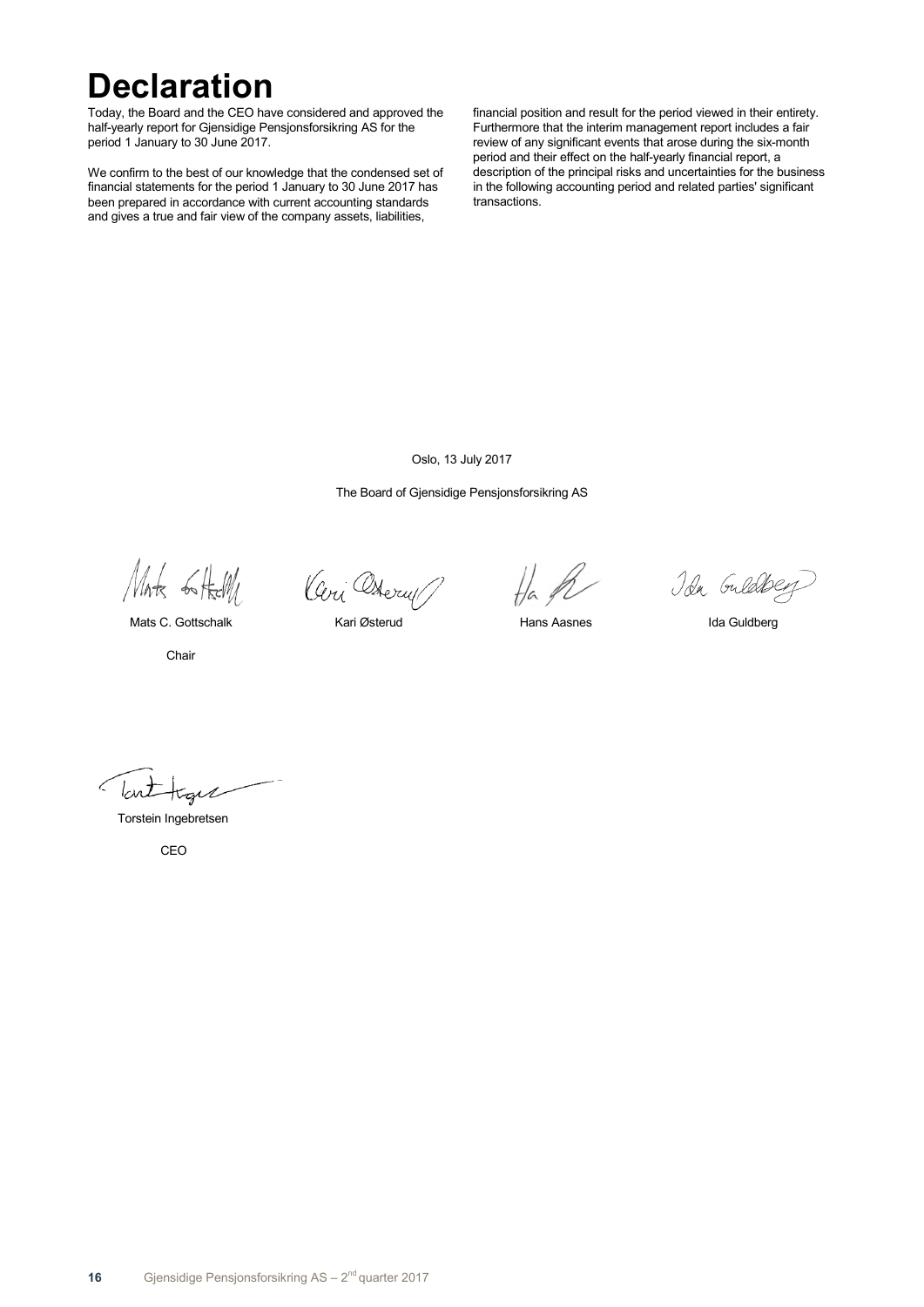# Declaration

Today, the Board and the CEO have considered and approved the half-yearly report for Gjensidige Pensjonsforsikring AS for the period 1 January to 30 June 2017.

We confirm to the best of our knowledge that the condensed set of financial statements for the period 1 January to 30 June 2017 has been prepared in accordance with current accounting standards and gives a true and fair view of the company assets, liabilities, financial position and result for the period viewed in their entirety. Furthermore that the interim management report includes a fair review of any significant events that arose during the six-month period and their effect on the half-yearly financial report, a description of the principal risks and uncertainties for the business in the following accounting period and related parties' significant transactions.

Oslo, 13 July 2017

The Board of Gjensidige Pensjonsforsikring AS

| Mats C. Gottschalk | Kari Østerud | Hans Aasnes | Ida Guldberg |
|---|---|---|---|
| Chair | | | |

Torstein Ingebretsen

CEO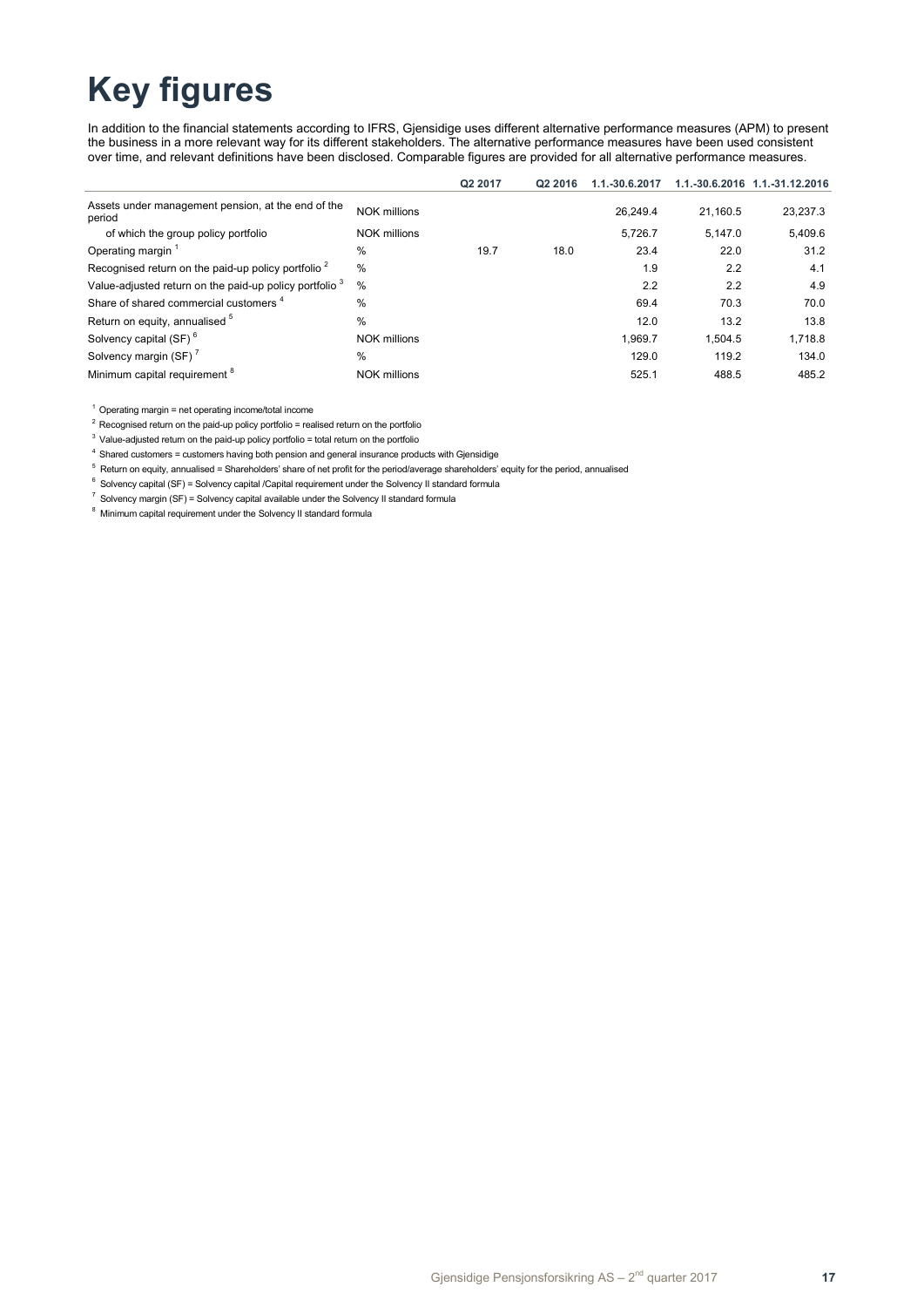# Key figures

In addition to the financial statements according to IFRS, Gjensidige uses different alternative performance measures (APM) to present the business in a more relevant way for its different stakeholders. The alternative performance measures have been used consistent over time, and relevant definitions have been disclosed. Comparable figures are provided for all alternative performance measures.

| | | Q2 2017 | Q2 2016 | 1.1.-30.6.2017 | 1.1.-30.6.2016 | 1.1.-31.12.2016 |
|---|---|---|---|---|---|---|
| Assets under management pension, at the end of the period | NOK millions | | | 26,249.4 | 21,160.5 | 23,237.3 |
| of which the group policy portfolio | NOK millions | | | 5,726.7 | 5,147.0 | 5,409.6 |
| Operating margin [1] | % | 19.7 | 18.0 | 23.4 | 22.0 | 31.2 |
| Recognised return on the paid-up policy portfolio [2] | % | | | 1.9 | 2.2 | 4.1 |
| Value-adjusted return on the paid-up policy portfolio [3] | % | | | 2.2 | 2.2 | 4.9 |
| Share of shared commercial customers [4] | % | | | 69.4 | 70.3 | 70.0 |
| Return on equity, annualised [5] | % | | | 12.0 | 13.2 | 13.8 |
| Solvency capital (SF) [6] | NOK millions | | | 1,969.7 | 1,504.5 | 1,718.8 |
| Solvency margin (SF) [7] | % | | | 129.0 | 119.2 | 134.0 |
| Minimum capital requirement [8] | NOK millions | | | 525.1 | 488.5 | 485.2 |

[1] Operating margin = net operating income/total income

[2] Recognised return on the paid-up policy portfolio = realised return on the portfolio

[3] Value-adjusted return on the paid-up policy portfolio = total return on the portfolio

[4] Shared customers = customers having both pension and general insurance products with Gjensidige

[5] Return on equity, annualised = Shareholders' share of net profit for the period/average shareholders' equity for the period, annualised

[6] Solvency capital (SF) = Solvency capital /Capital requirement under the Solvency II standard formula

[7] Solvency margin (SF) = Solvency capital available under the Solvency II standard formula

[8] Minimum capital requirement under the Solvency II standard formula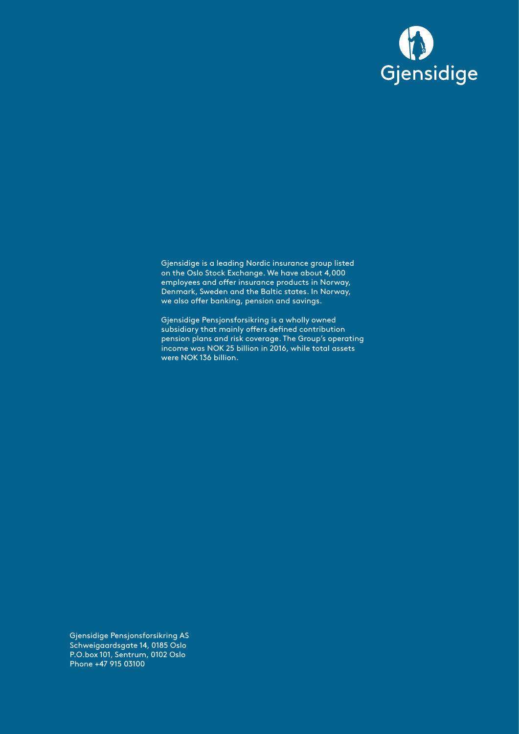Gjensidige

Gjensidige is a leading Nordic insurance group listed on the Oslo Stock Exchange. We have about 4,000 employees and offer insurance products in Norway, Denmark, Sweden and the Baltic states. In Norway, we also offer banking, pension and savings.

Gjensidige Pensjonsforsikring is a wholly owned subsidiary that mainly offers defined contribution pension plans and risk coverage. The Group's operating income was NOK 25 billion in 2016, while total assets were NOK 136 billion.

Gjensidige Pensjonsforsikring AS  
Schweigaardsgate 14, 0185 Oslo  
P.O.box 101, Sentrum, 0102 Oslo  
Phone +47 915 03100